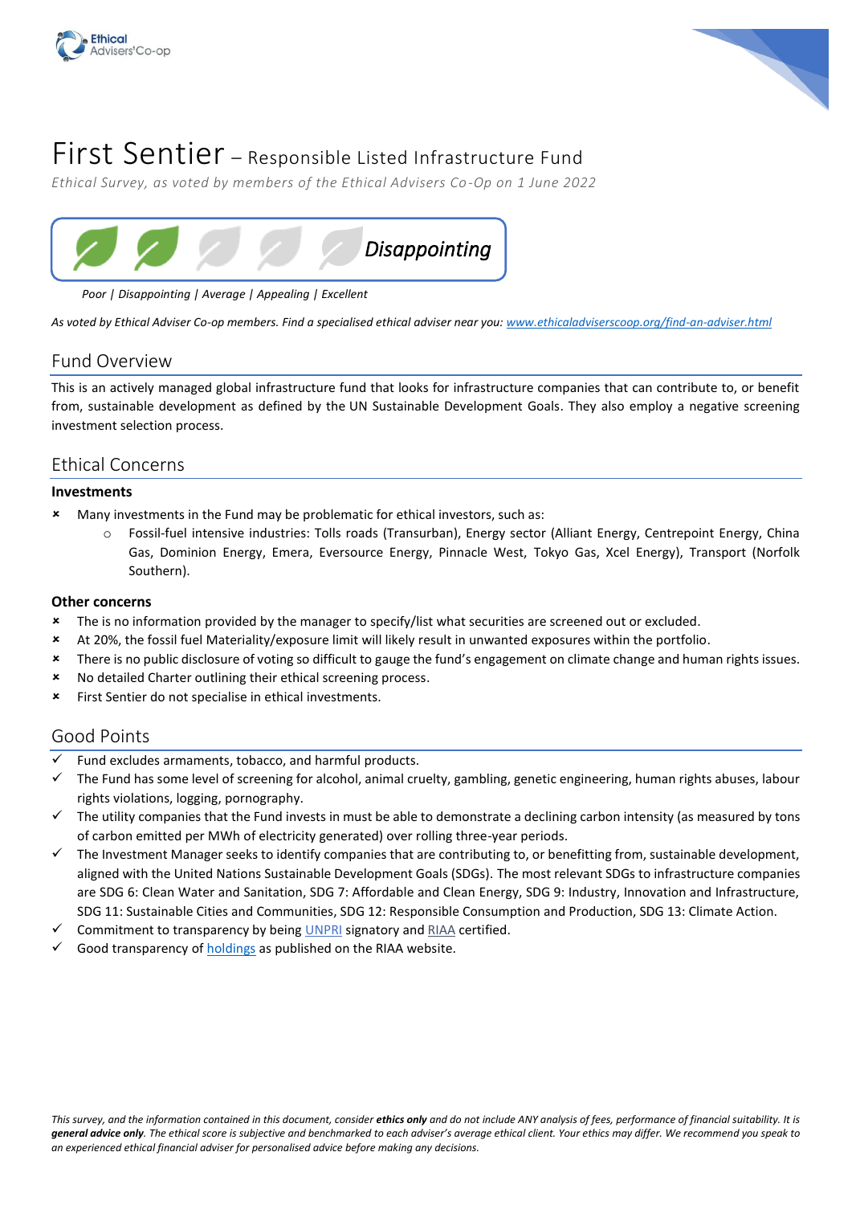# First Sentier – Responsible Listed Infrastructure Fund

*Ethical Survey, as voted by members of the Ethical Advisers Co-Op on 1 June 2022*

***Disappointing***

*Poor | Disappointing | Average | Appealing | Excellent*

*As voted by Ethical Adviser Co-op members. Find a specialised ethical adviser near you: www.ethicaladviserscoop.org/find-an-adviser.html*

## Fund Overview

This is an actively managed global infrastructure fund that looks for infrastructure companies that can contribute to, or benefit from, sustainable development as defined by the UN Sustainable Development Goals. They also employ a negative screening investment selection process.

## Ethical Concerns

### Investments

- Many investments in the Fund may be problematic for ethical investors, such as:
  - Fossil-fuel intensive industries: Tolls roads (Transurban), Energy sector (Alliant Energy, Centrepoint Energy, China Gas, Dominion Energy, Emera, Eversource Energy, Pinnacle West, Tokyo Gas, Xcel Energy), Transport (Norfolk Southern).

### Other concerns

- The is no information provided by the manager to specify/list what securities are screened out or excluded.
- At 20%, the fossil fuel Materiality/exposure limit will likely result in unwanted exposures within the portfolio.
- There is no public disclosure of voting so difficult to gauge the fund's engagement on climate change and human rights issues.
- No detailed Charter outlining their ethical screening process.
- First Sentier do not specialise in ethical investments.

## Good Points

- Fund excludes armaments, tobacco, and harmful products.
- The Fund has some level of screening for alcohol, animal cruelty, gambling, genetic engineering, human rights abuses, labour rights violations, logging, pornography.
- The utility companies that the Fund invests in must be able to demonstrate a declining carbon intensity (as measured by tons of carbon emitted per MWh of electricity generated) over rolling three-year periods.
- The Investment Manager seeks to identify companies that are contributing to, or benefitting from, sustainable development, aligned with the United Nations Sustainable Development Goals (SDGs). The most relevant SDGs to infrastructure companies are SDG 6: Clean Water and Sanitation, SDG 7: Affordable and Clean Energy, SDG 9: Industry, Innovation and Infrastructure, SDG 11: Sustainable Cities and Communities, SDG 12: Responsible Consumption and Production, SDG 13: Climate Action.
- Commitment to transparency by being UNPRI signatory and RIAA certified.
- Good transparency of holdings as published on the RIAA website.

*This survey, and the information contained in this document, consider **ethics only** and do not include ANY analysis of fees, performance of financial suitability. It is **general advice only**. The ethical score is subjective and benchmarked to each adviser's average ethical client. Your ethics may differ. We recommend you speak to an experienced ethical financial adviser for personalised advice before making any decisions.*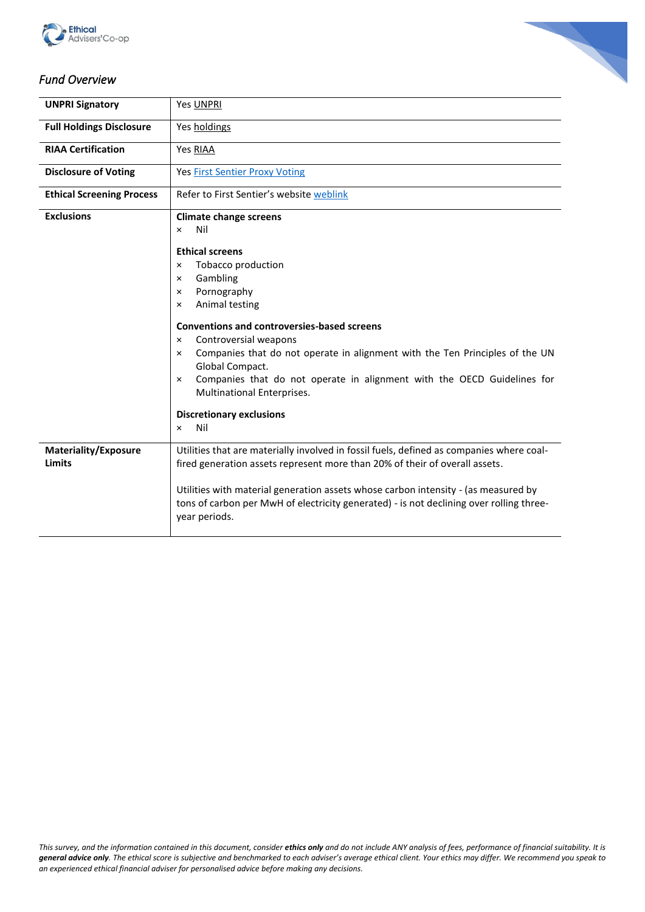*Fund Overview*

| | |
|---|---|
| **UNPRI Signatory** | Yes UNPRI |
| **Full Holdings Disclosure** | Yes holdings |
| **RIAA Certification** | Yes RIAA |
| **Disclosure of Voting** | Yes First Sentier Proxy Voting |
| **Ethical Screening Process** | Refer to First Sentier's website weblink |
| **Exclusions** | **Climate change screens**<br>× Nil<br><br>**Ethical screens**<br>× Tobacco production<br>× Gambling<br>× Pornography<br>× Animal testing<br><br>**Conventions and controversies-based screens**<br>× Controversial weapons<br>× Companies that do not operate in alignment with the Ten Principles of the UN Global Compact.<br>× Companies that do not operate in alignment with the OECD Guidelines for Multinational Enterprises.<br><br>**Discretionary exclusions**<br>× Nil |
| **Materiality/Exposure Limits** | Utilities that are materially involved in fossil fuels, defined as companies where coal-fired generation assets represent more than 20% of their of overall assets.<br><br>Utilities with material generation assets whose carbon intensity - (as measured by tons of carbon per MwH of electricity generated) - is not declining over rolling three-year periods. |

*This survey, and the information contained in this document, consider **ethics only** and do not include ANY analysis of fees, performance of financial suitability. It is **general advice only**. The ethical score is subjective and benchmarked to each adviser's average ethical client. Your ethics may differ. We recommend you speak to an experienced ethical financial adviser for personalised advice before making any decisions.*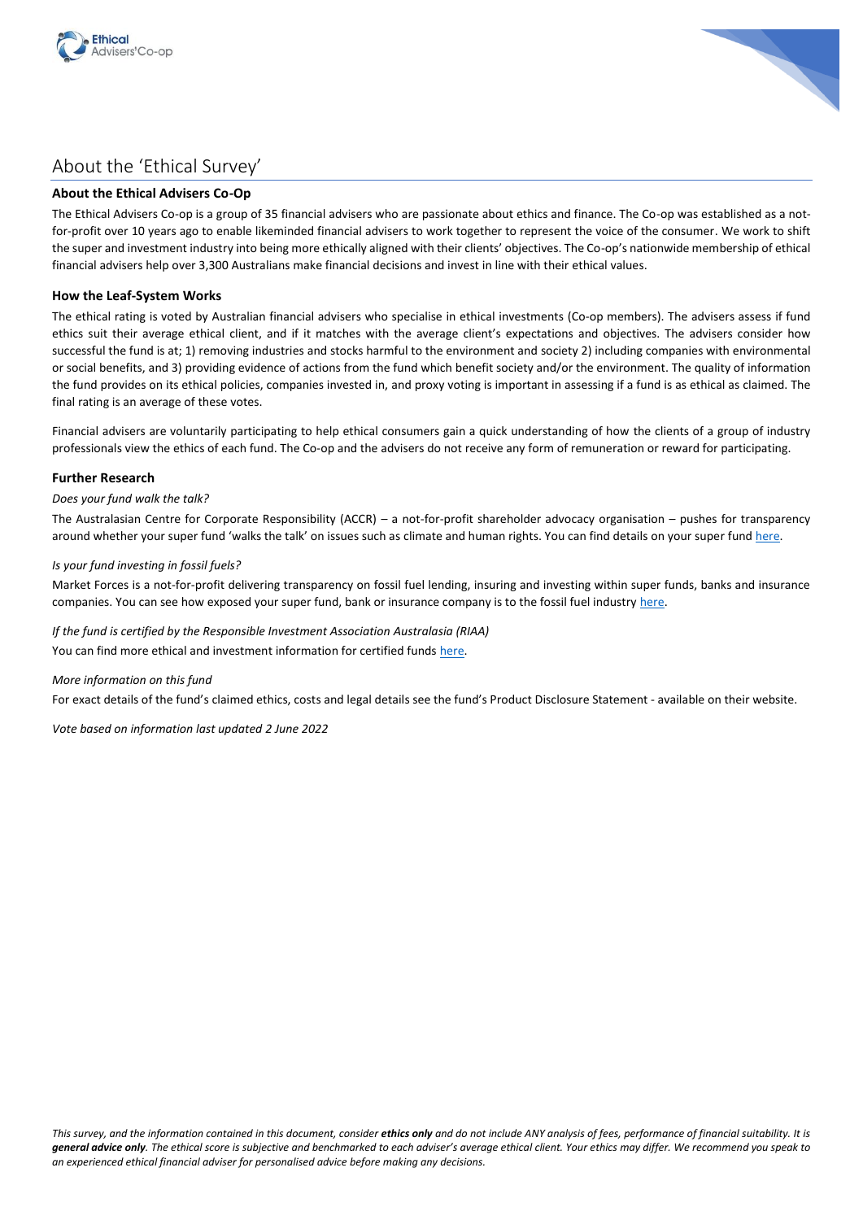# About the 'Ethical Survey'

### About the Ethical Advisers Co-Op

The Ethical Advisers Co-op is a group of 35 financial advisers who are passionate about ethics and finance. The Co-op was established as a not-for-profit over 10 years ago to enable likeminded financial advisers to work together to represent the voice of the consumer. We work to shift the super and investment industry into being more ethically aligned with their clients' objectives. The Co-op's nationwide membership of ethical financial advisers help over 3,300 Australians make financial decisions and invest in line with their ethical values.

### How the Leaf-System Works

The ethical rating is voted by Australian financial advisers who specialise in ethical investments (Co-op members). The advisers assess if fund ethics suit their average ethical client, and if it matches with the average client's expectations and objectives. The advisers consider how successful the fund is at; 1) removing industries and stocks harmful to the environment and society 2) including companies with environmental or social benefits, and 3) providing evidence of actions from the fund which benefit society and/or the environment. The quality of information the fund provides on its ethical policies, companies invested in, and proxy voting is important in assessing if a fund is as ethical as claimed. The final rating is an average of these votes.

Financial advisers are voluntarily participating to help ethical consumers gain a quick understanding of how the clients of a group of industry professionals view the ethics of each fund. The Co-op and the advisers do not receive any form of remuneration or reward for participating.

### Further Research

*Does your fund walk the talk?*

The Australasian Centre for Corporate Responsibility (ACCR) – a not-for-profit shareholder advocacy organisation – pushes for transparency around whether your super fund 'walks the talk' on issues such as climate and human rights. You can find details on your super fund here.

*Is your fund investing in fossil fuels?*

Market Forces is a not-for-profit delivering transparency on fossil fuel lending, insuring and investing within super funds, banks and insurance companies. You can see how exposed your super fund, bank or insurance company is to the fossil fuel industry here.

*If the fund is certified by the Responsible Investment Association Australasia (RIAA)*

You can find more ethical and investment information for certified funds here.

*More information on this fund*

For exact details of the fund's claimed ethics, costs and legal details see the fund's Product Disclosure Statement - available on their website.

*Vote based on information last updated 2 June 2022*

*This survey, and the information contained in this document, consider **ethics only** and do not include ANY analysis of fees, performance of financial suitability. It is **general advice only**. The ethical score is subjective and benchmarked to each adviser's average ethical client. Your ethics may differ. We recommend you speak to an experienced ethical financial adviser for personalised advice before making any decisions.*